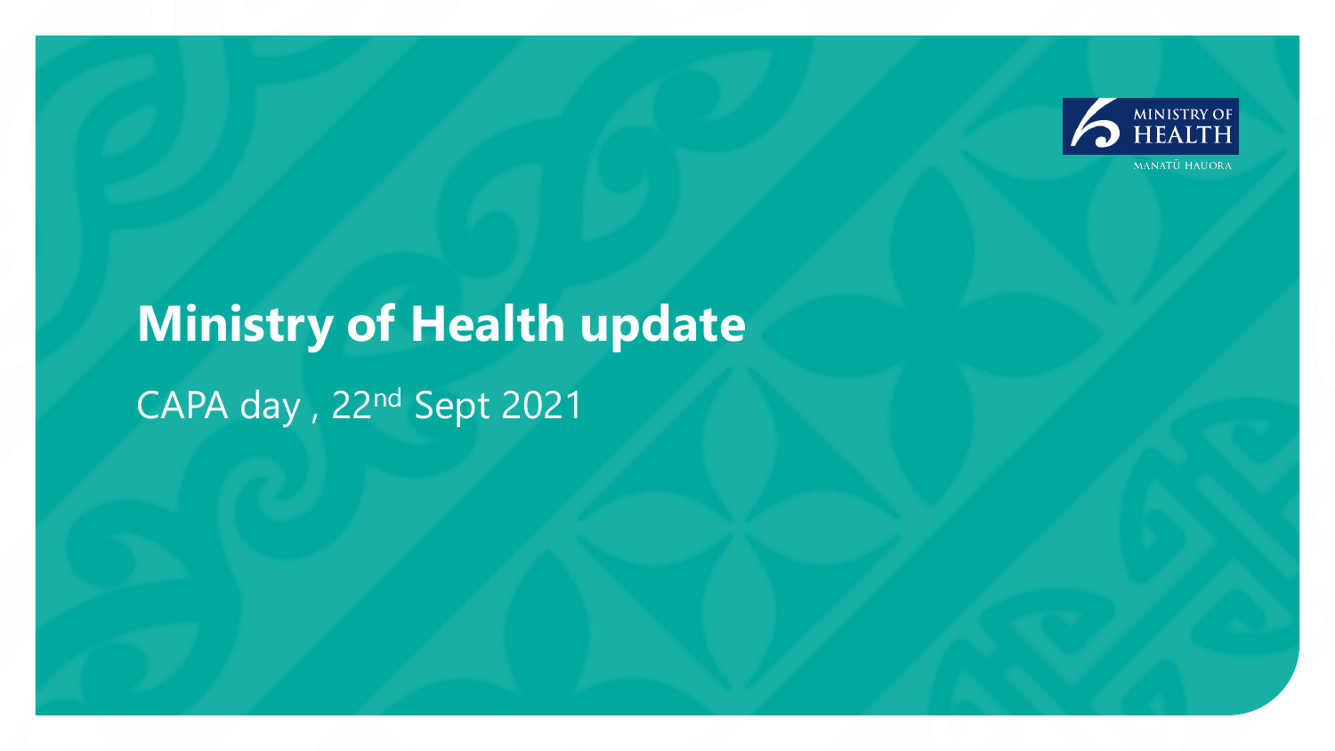MINISTRY OF HEALTH

MANATŪ HAUORA

# Ministry of Health update

CAPA day , 22nd Sept 2021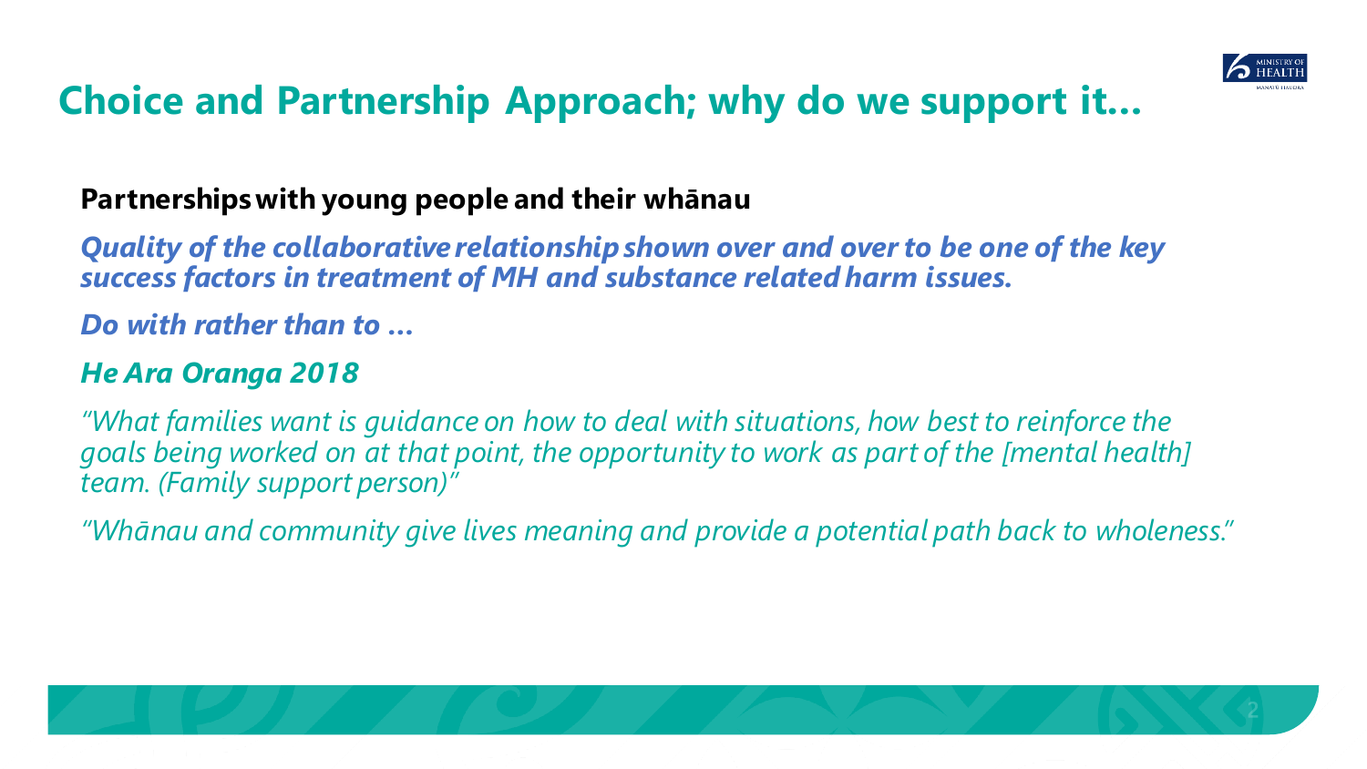# Choice and Partnership Approach; why do we support it…

**Partnerships with young people and their whānau**

***Quality of the collaborative relationship shown over and over to be one of the key success factors in treatment of MH and substance related harm issues.***

***Do with rather than to …***

***He Ara Oranga 2018***

*"What families want is guidance on how to deal with situations, how best to reinforce the goals being worked on at that point, the opportunity to work as part of the [mental health] team. (Family support person)"*

*"Whānau and community give lives meaning and provide a potential path back to wholeness."*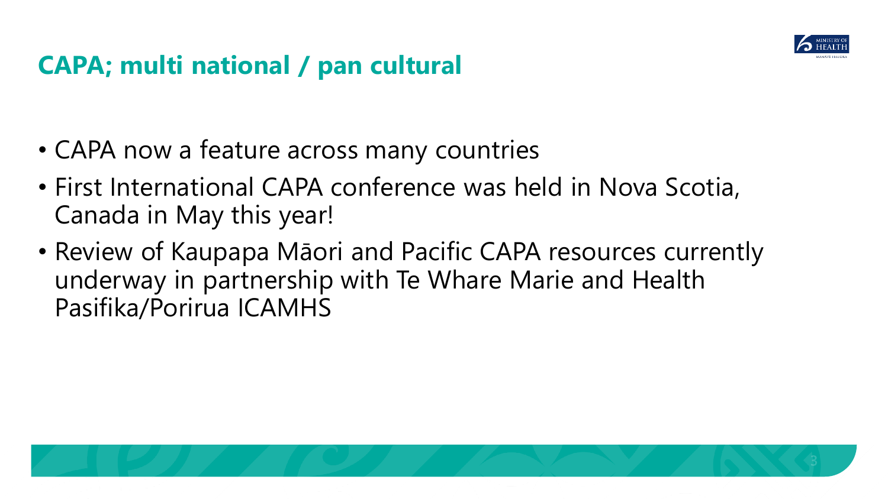## CAPA; multi national / pan cultural

- CAPA now a feature across many countries
- First International CAPA conference was held in Nova Scotia, Canada in May this year!
- Review of Kaupapa Māori and Pacific CAPA resources currently underway in partnership with Te Whare Marie and Health Pasifika/Porirua ICAMHS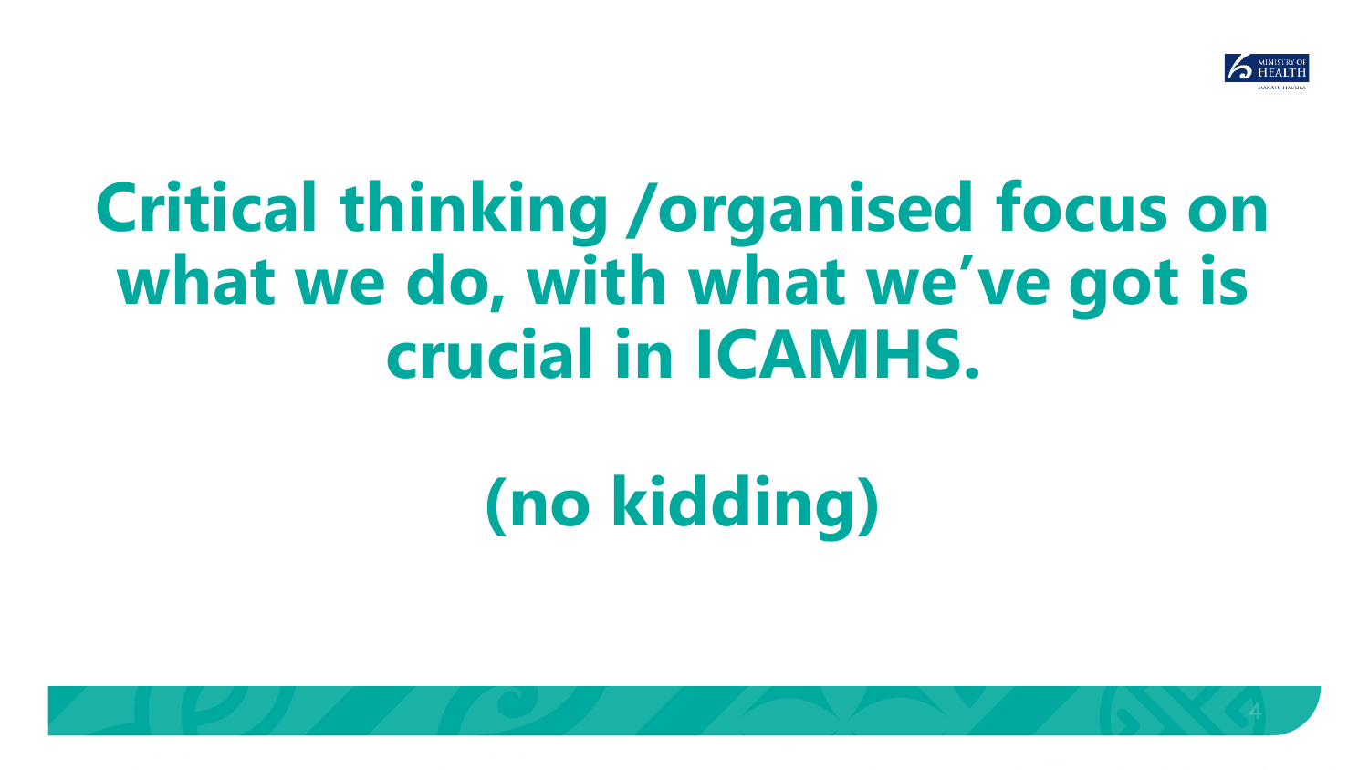# Critical thinking /organised focus on what we do, with what we've got is crucial in ICAMHS.

# (no kidding)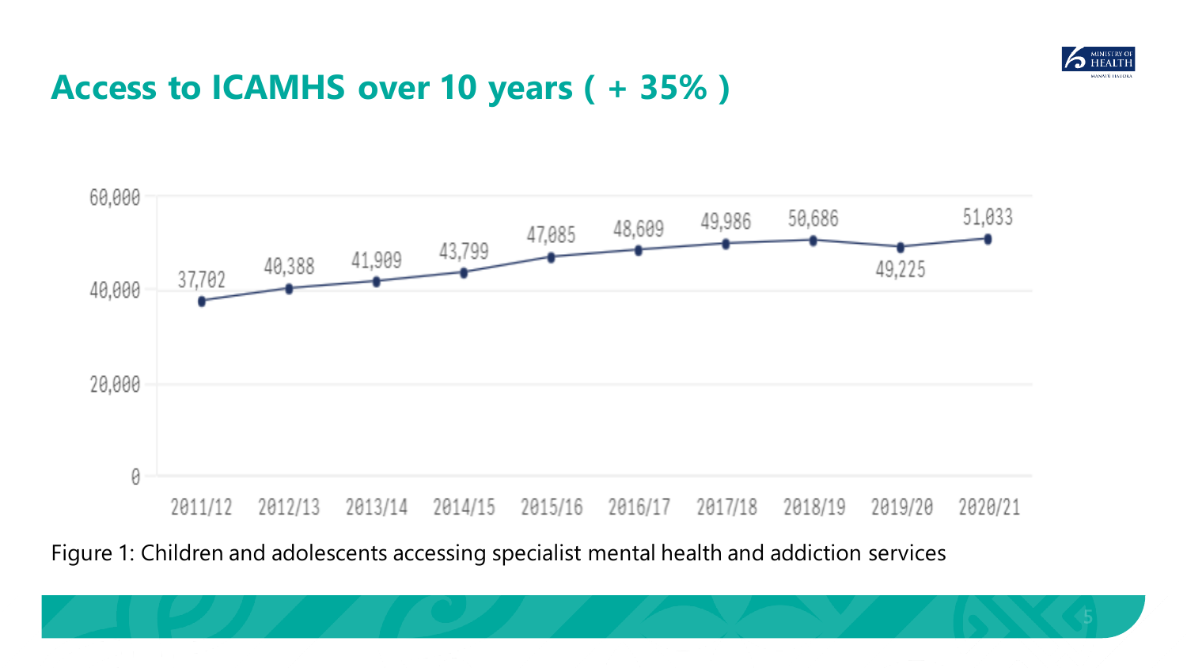# Access to ICAMHS over 10 years ( + 35% )

| Year | Children and adolescents accessing services |
|---|---|
| 2011/12 | 37,702 |
| 2012/13 | 40,388 |
| 2013/14 | 41,909 |
| 2014/15 | 43,799 |
| 2015/16 | 47,085 |
| 2016/17 | 48,609 |
| 2017/18 | 49,986 |
| 2018/19 | 50,686 |
| 2019/20 | 49,225 |
| 2020/21 | 51,033 |

Figure 1: Children and adolescents accessing specialist mental health and addiction services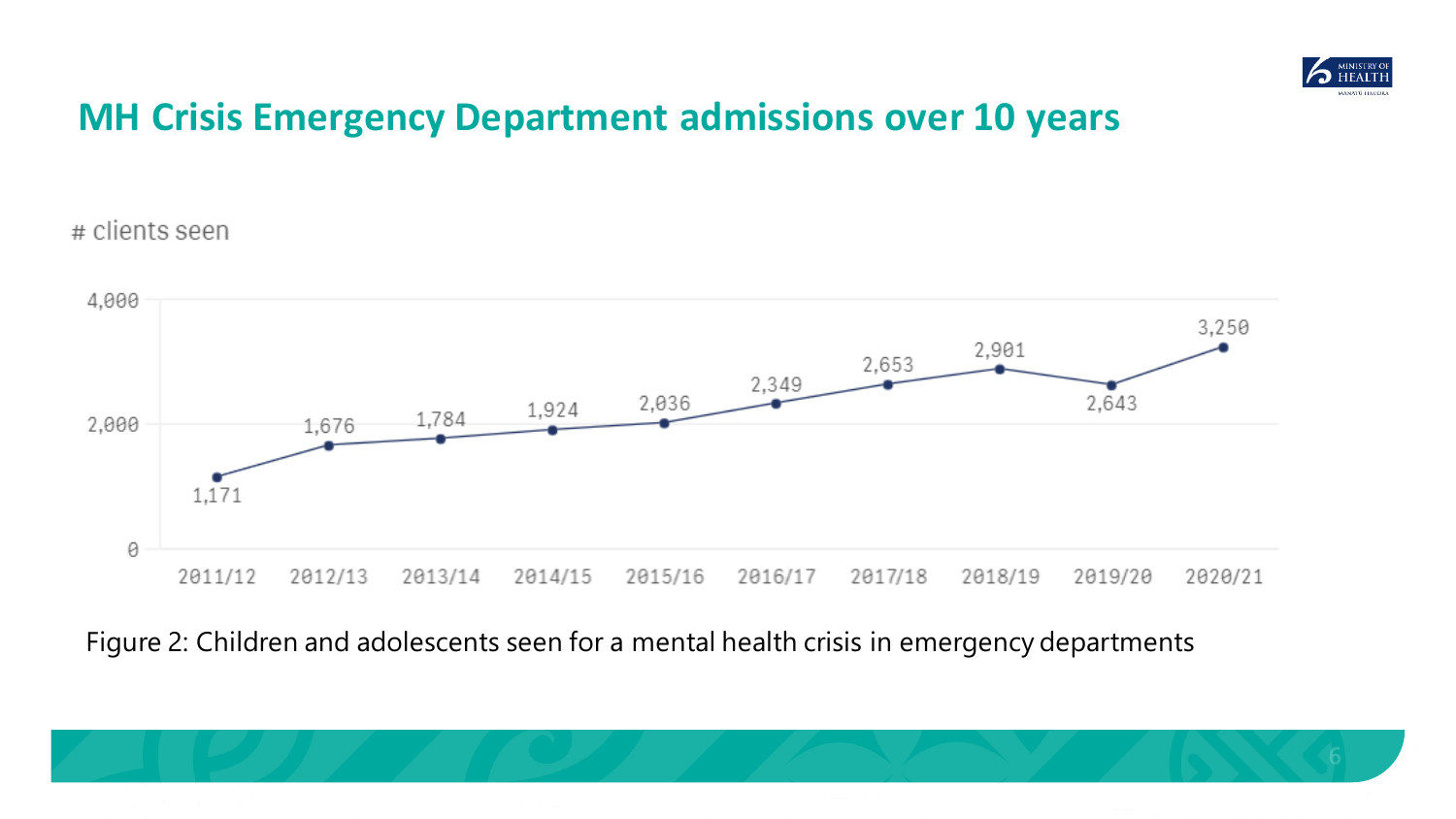## MH Crisis Emergency Department admissions over 10 years

\# clients seen

| Year | # clients seen |
| --- | --- |
| 2011/12 | 1,171 |
| 2012/13 | 1,676 |
| 2013/14 | 1,784 |
| 2014/15 | 1,924 |
| 2015/16 | 2,036 |
| 2016/17 | 2,349 |
| 2017/18 | 2,653 |
| 2018/19 | 2,901 |
| 2019/20 | 2,643 |
| 2020/21 | 3,250 |

Figure 2: Children and adolescents seen for a mental health crisis in emergency departments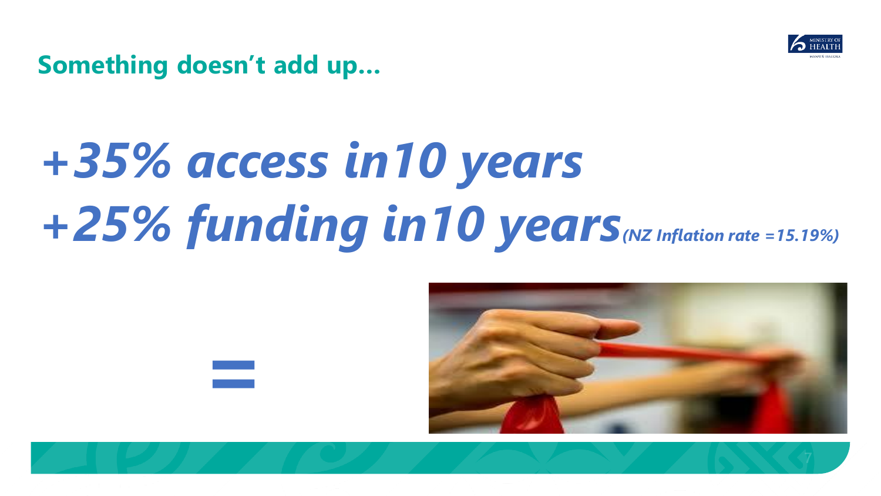## Something doesn't add up…

***+35% access in10 years***

***+25% funding in10 years*** *(NZ Inflation rate =15.19%)*

=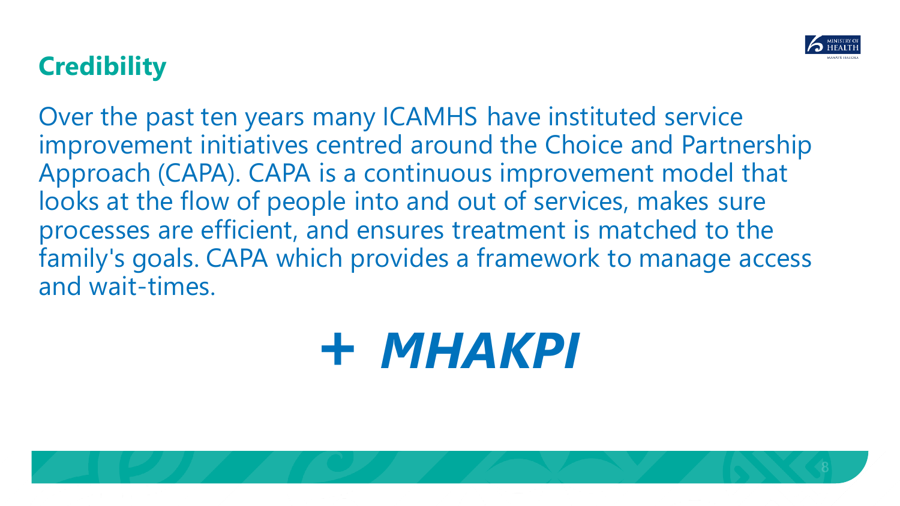## Credibility

Over the past ten years many ICAMHS have instituted service improvement initiatives centred around the Choice and Partnership Approach (CAPA). CAPA is a continuous improvement model that looks at the flow of people into and out of services, makes sure processes are efficient, and ensures treatment is matched to the family's goals. CAPA which provides a framework to manage access and wait-times.

***+ MHAKPI***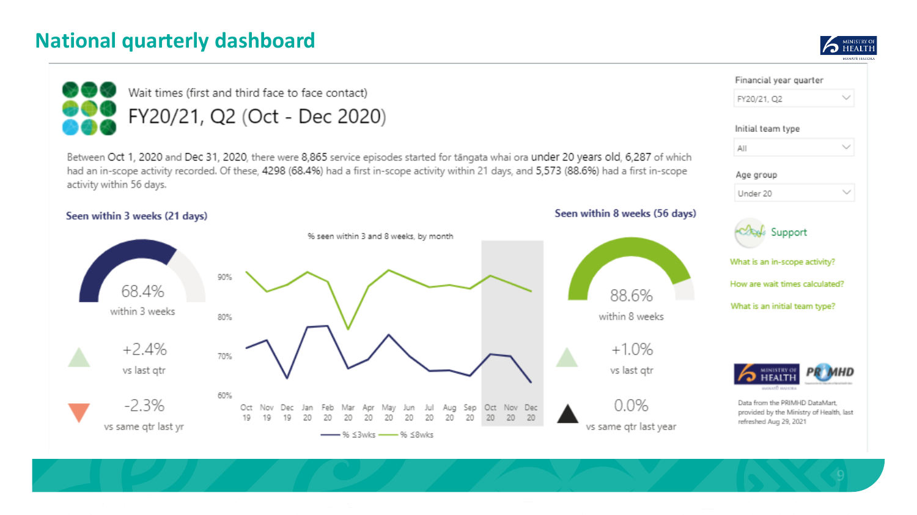# National quarterly dashboard

Wait times (first and third face to face contact)

## FY20/21, Q2 (Oct - Dec 2020)

Between Oct 1, 2020 and Dec 31, 2020, there were 8,865 service episodes started for tāngata whai ora under 20 years old, 6,287 of which had an in-scope activity recorded. Of these, 4298 (68.4%) had a first in-scope activity within 21 days, and 5,573 (88.6%) had a first in-scope activity within 56 days.

Financial year quarter: FY20/21, Q2

Initial team type: All

Age group: Under 20

### Seen within 3 weeks (21 days)

68.4% within 3 weeks

+2.4% vs last qtr

-2.3% vs same qtr last yr

### % seen within 3 and 8 weeks, by month

Oct 19, Nov 19, Dec 19, Jan 20, Feb 20, Mar 20, Apr 20, May 20, Jun 20, Jul 20, Aug 20, Sep 20, Oct 20, Nov 20, Dec 20

— % ≤3wks — % ≤8wks

### Seen within 8 weeks (56 days)

88.6% within 8 weeks

+1.0% vs last qtr

0.0% vs same qtr last year

### Support

What is an in-scope activity?

How are wait times calculated?

What is an initial team type?

Data from the PRIMHD DataMart, provided by the Ministry of Health, last refreshed Aug 29, 2021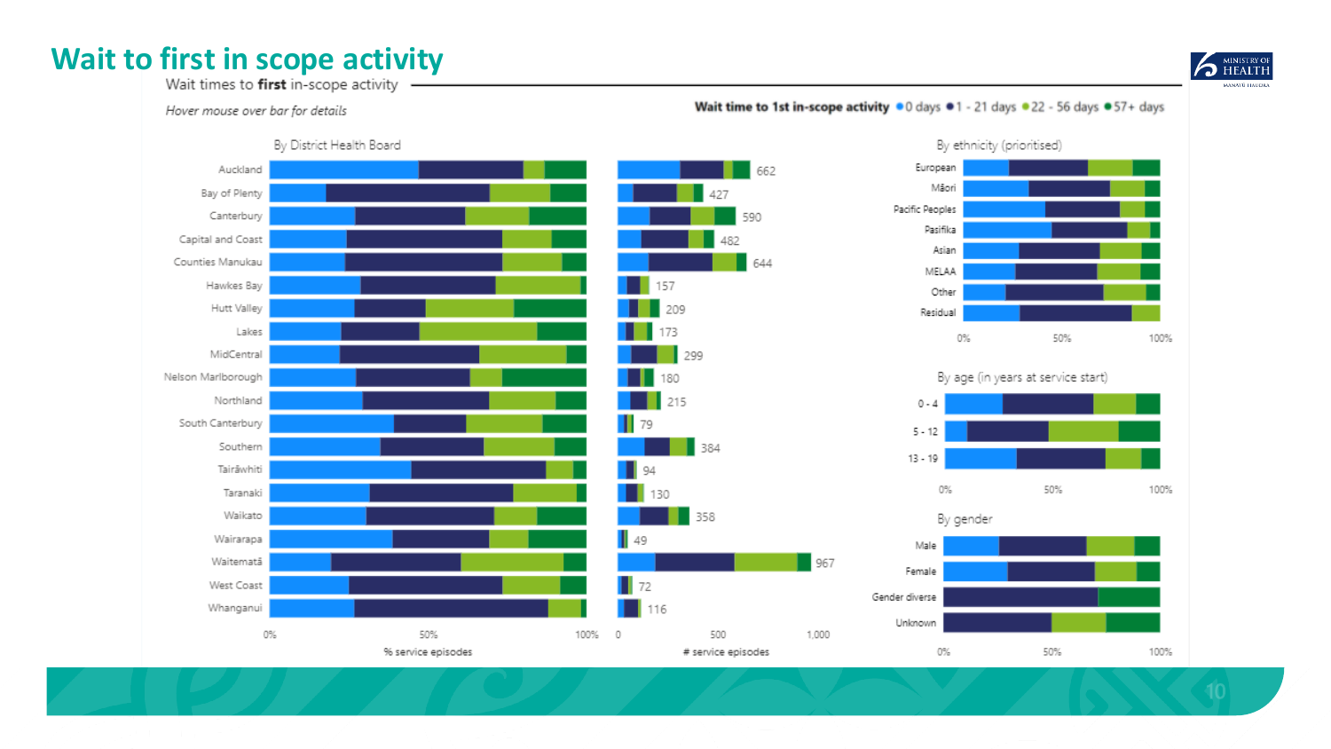# Wait to first in scope activity

Wait times to **first** in-scope activity

*Hover mouse over bar for details*

**Wait time to 1st in-scope activity** ● 0 days ● 1 - 21 days ● 22 - 56 days ● 57+ days

By District Health Board

| District Health Board | # service episodes |
| --- | --- |
| Auckland | 662 |
| Bay of Plenty | 427 |
| Canterbury | 590 |
| Capital and Coast | 482 |
| Counties Manukau | 644 |
| Hawkes Bay | 157 |
| Hutt Valley | 209 |
| Lakes | 173 |
| MidCentral | 299 |
| Nelson Marlborough | 180 |
| Northland | 215 |
| South Canterbury | 79 |
| Southern | 384 |
| Tairāwhiti | 94 |
| Taranaki | 130 |
| Waikato | 358 |
| Wairarapa | 49 |
| Waitematā | 967 |
| West Coast | 72 |
| Whanganui | 116 |

% service episodes (0%, 50%, 100%); # service episodes (0, 500, 1,000)

By ethnicity (prioritised): European, Māori, Pacific Peoples, Pasifika, Asian, MELAA, Other, Residual

By age (in years at service start): 0 - 4, 5 - 12, 13 - 19

By gender: Male, Female, Gender diverse, Unknown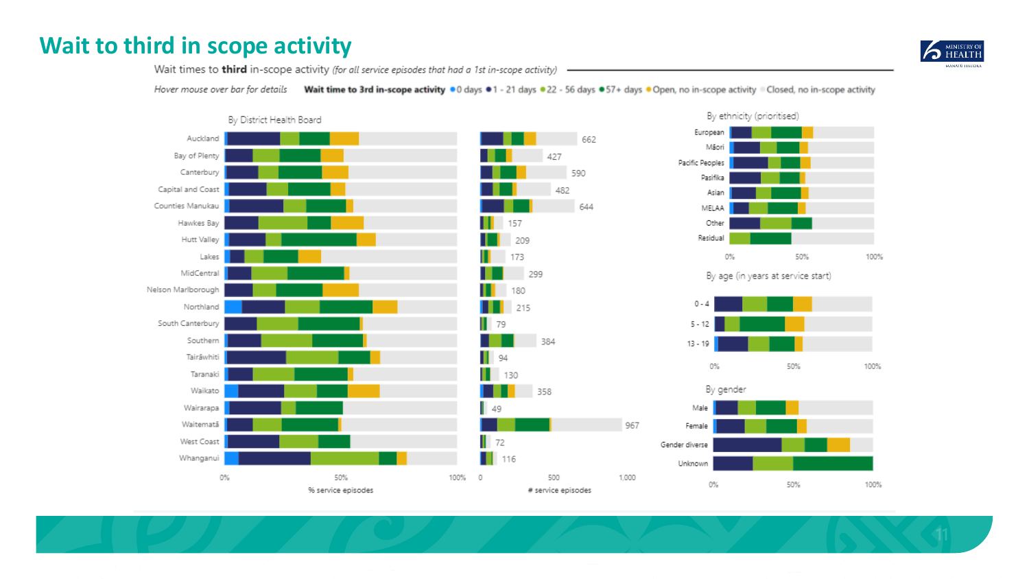# Wait to third in scope activity

Wait times to **third** in-scope activity *(for all service episodes that had a 1st in-scope activity)*

*Hover mouse over bar for details* **Wait time to 3rd in-scope activity** ● 0 days ● 1 - 21 days ● 22 - 56 days ● 57+ days ● Open, no in-scope activity ● Closed, no in-scope activity

**By District Health Board**

| District Health Board | # service episodes |
|---|---|
| Auckland | 662 |
| Bay of Plenty | 427 |
| Canterbury | 590 |
| Capital and Coast | 482 |
| Counties Manukau | 644 |
| Hawkes Bay | 157 |
| Hutt Valley | 209 |
| Lakes | 173 |
| MidCentral | 299 |
| Nelson Marlborough | 180 |
| Northland | 215 |
| South Canterbury | 79 |
| Southern | 384 |
| Tairāwhiti | 94 |
| Taranaki | 130 |
| Waikato | 358 |
| Wairarapa | 49 |
| Waitematā | 967 |
| West Coast | 72 |
| Whanganui | 116 |

% service episodes (0%, 50%, 100%); # service episodes (0, 500, 1,000)

**By ethnicity (prioritised)**: European, Māori, Pacific Peoples, Pasifika, Asian, MELAA, Other, Residual

**By age (in years at service start)**: 0 - 4, 5 - 12, 13 - 19

**By gender**: Male, Female, Gender diverse, Unknown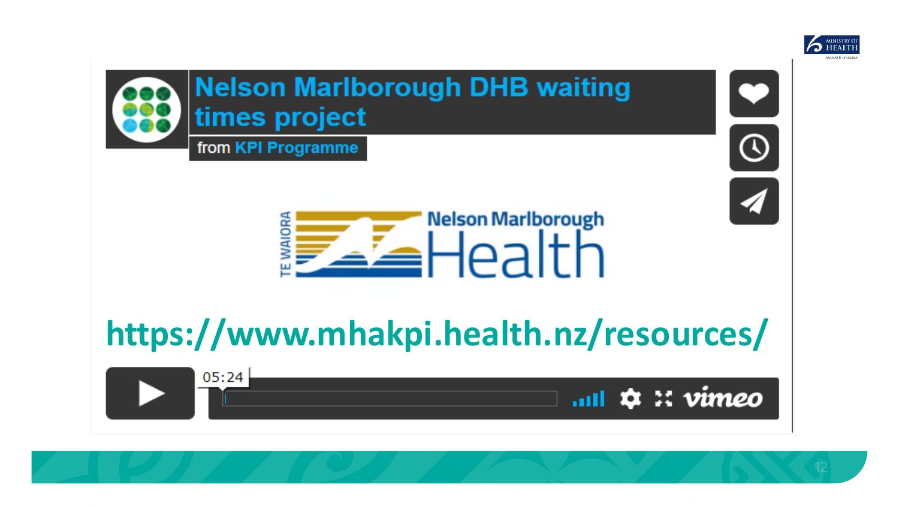# Nelson Marlborough DHB waiting times project

from KPI Programme

https://www.mhakpi.health.nz/resources/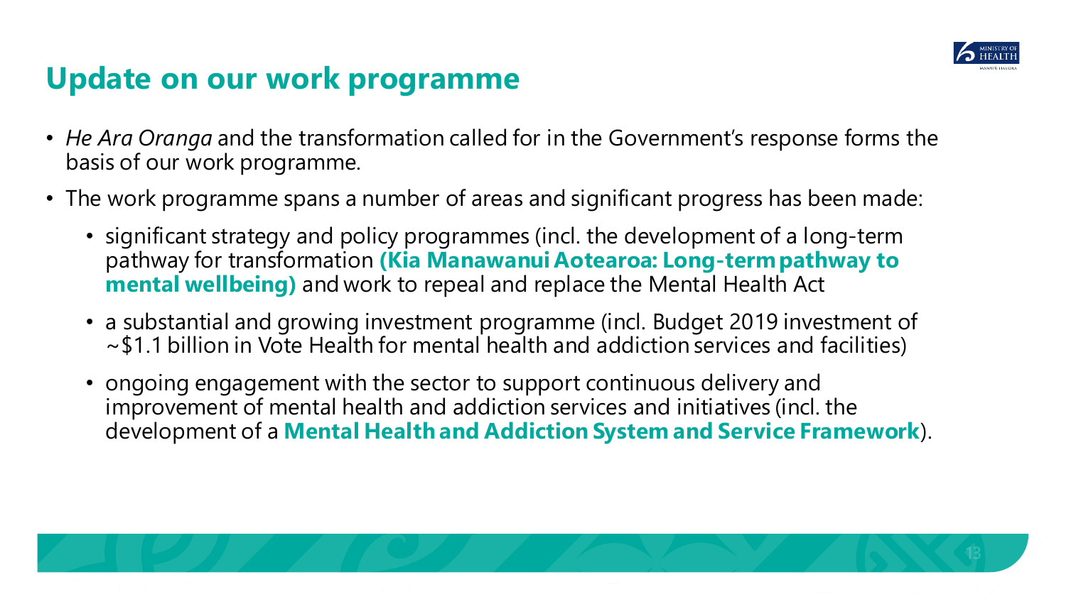# Update on our work programme

- *He Ara Oranga* and the transformation called for in the Government's response forms the basis of our work programme.
- The work programme spans a number of areas and significant progress has been made:
  - significant strategy and policy programmes (incl. the development of a long-term pathway for transformation **(Kia Manawanui Aotearoa: Long-term pathway to mental wellbeing)** and work to repeal and replace the Mental Health Act
  - a substantial and growing investment programme (incl. Budget 2019 investment of ~$1.1 billion in Vote Health for mental health and addiction services and facilities)
  - ongoing engagement with the sector to support continuous delivery and improvement of mental health and addiction services and initiatives (incl. the development of a **Mental Health and Addiction System and Service Framework**).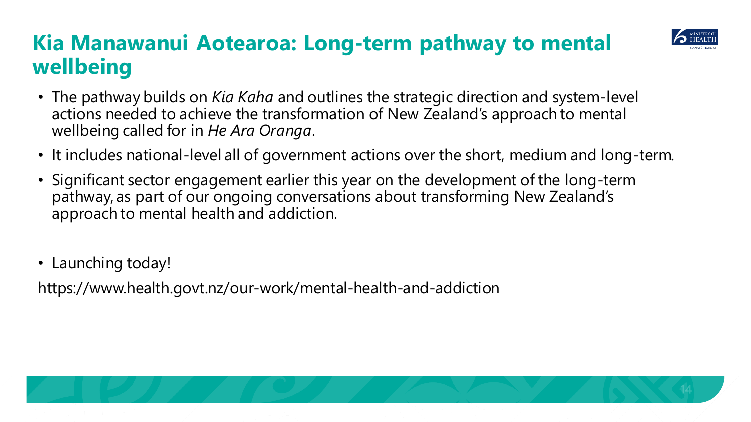# Kia Manawanui Aotearoa: Long-term pathway to mental wellbeing

- The pathway builds on *Kia Kaha* and outlines the strategic direction and system-level actions needed to achieve the transformation of New Zealand's approach to mental wellbeing called for in *He Ara Oranga*.
- It includes national-level all of government actions over the short, medium and long-term.
- Significant sector engagement earlier this year on the development of the long-term pathway, as part of our ongoing conversations about transforming New Zealand's approach to mental health and addiction.

- Launching today!

https://www.health.govt.nz/our-work/mental-health-and-addiction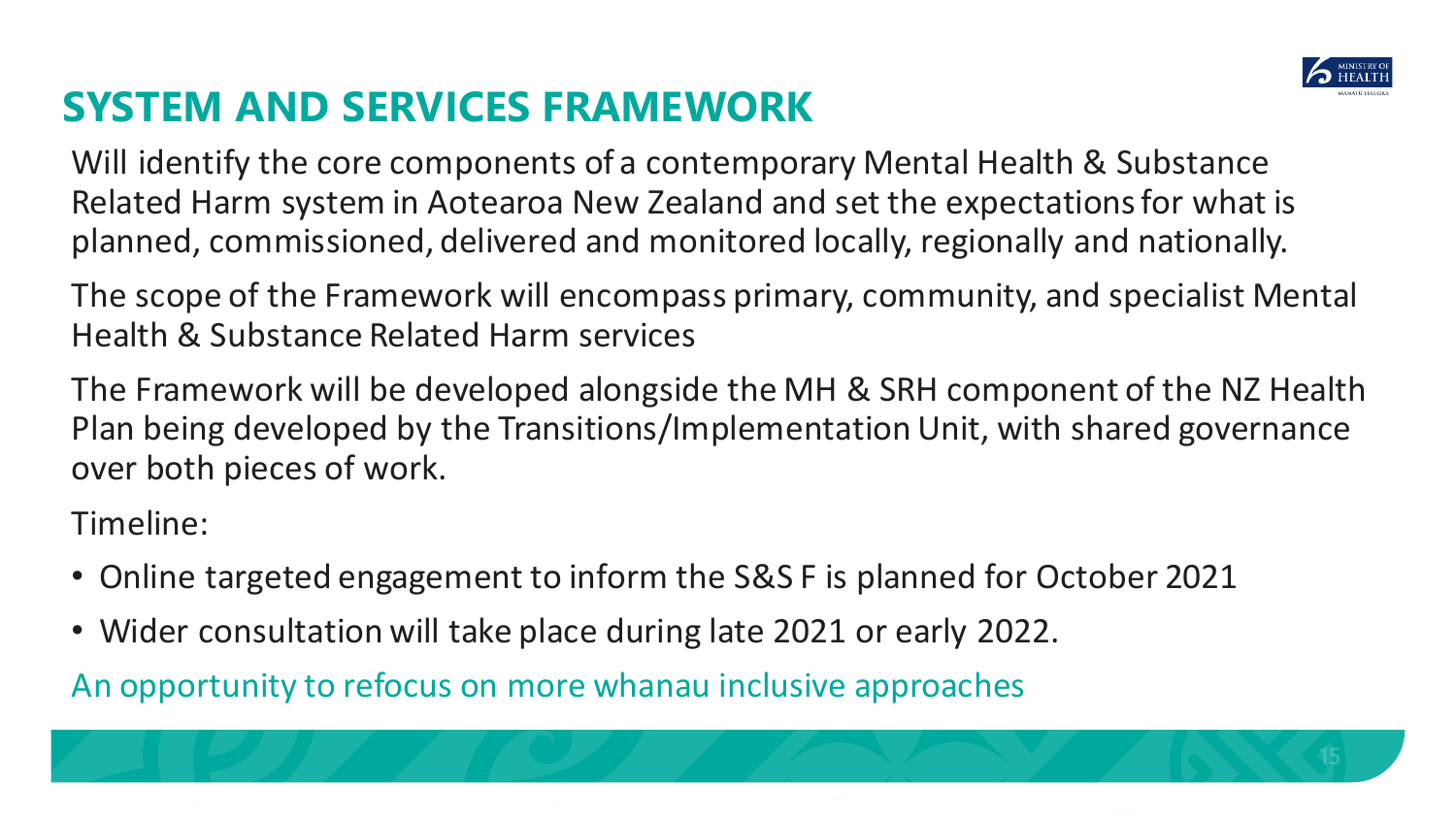## SYSTEM AND SERVICES FRAMEWORK

Will identify the core components of a contemporary Mental Health & Substance Related Harm system in Aotearoa New Zealand and set the expectations for what is planned, commissioned, delivered and monitored locally, regionally and nationally.

The scope of the Framework will encompass primary, community, and specialist Mental Health & Substance Related Harm services

The Framework will be developed alongside the MH & SRH component of the NZ Health Plan being developed by the Transitions/Implementation Unit, with shared governance over both pieces of work.

Timeline:

- Online targeted engagement to inform the S&S F is planned for October 2021
- Wider consultation will take place during late 2021 or early 2022.

An opportunity to refocus on more whanau inclusive approaches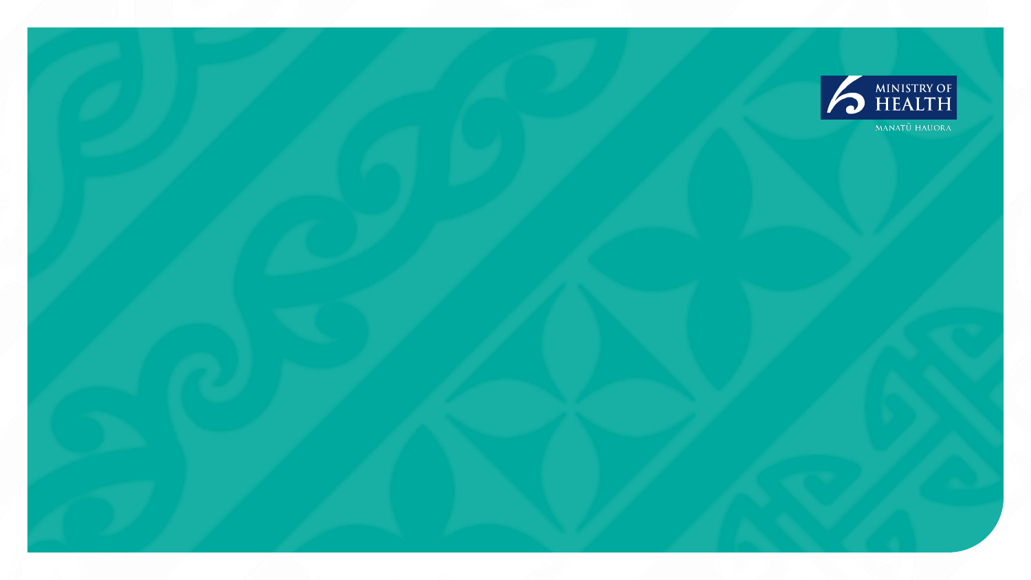MINISTRY OF HEALTH

MANATŪ HAUORA